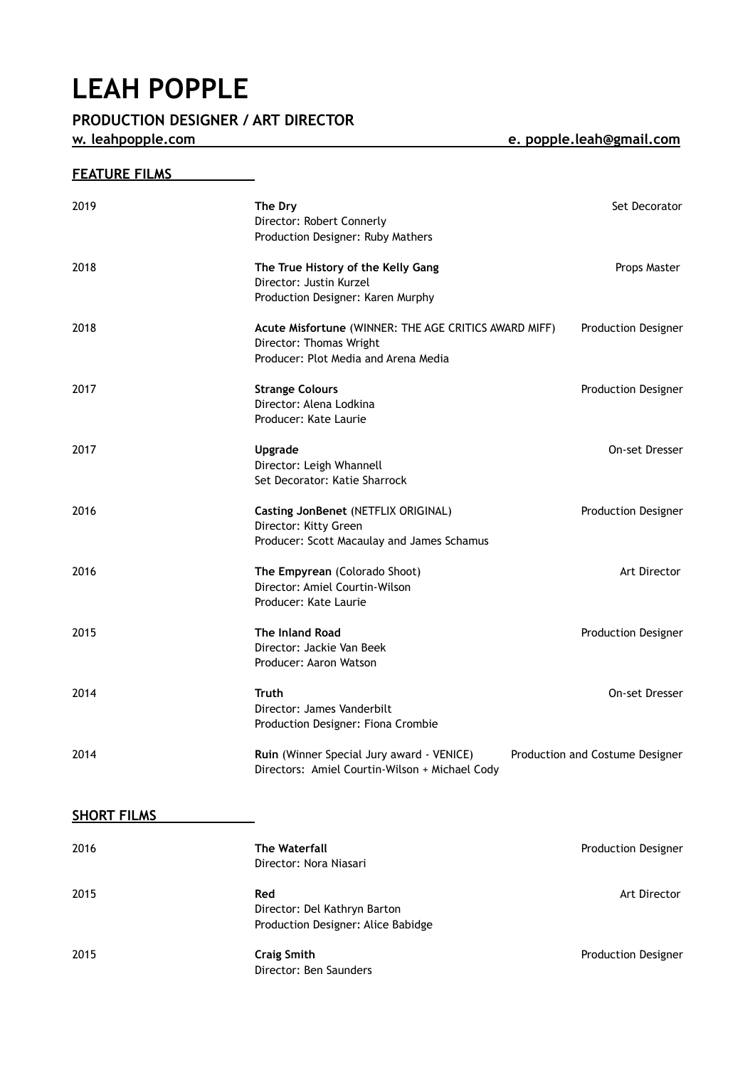# LEAH POPPLE

## PRODUCTION DESIGNER / ART DIRECTOR

w. leahpopple.com    e. popple.leah@gmail.com

## FEATURE FILMS

| | | |
|---|---|---|
| 2019 | **The Dry**<br>Director: Robert Connerly<br>Production Designer: Ruby Mathers | Set Decorator |
| 2018 | **The True History of the Kelly Gang**<br>Director: Justin Kurzel<br>Production Designer: Karen Murphy | Props Master |
| 2018 | **Acute Misfortune** (WINNER: THE AGE CRITICS AWARD MIFF)<br>Director: Thomas Wright<br>Producer: Plot Media and Arena Media | Production Designer |
| 2017 | **Strange Colours**<br>Director: Alena Lodkina<br>Producer: Kate Laurie | Production Designer |
| 2017 | **Upgrade**<br>Director: Leigh Whannell<br>Set Decorator: Katie Sharrock | On-set Dresser |
| 2016 | **Casting JonBenet** (NETFLIX ORIGINAL)<br>Director: Kitty Green<br>Producer: Scott Macaulay and James Schamus | Production Designer |
| 2016 | **The Empyrean** (Colorado Shoot)<br>Director: Amiel Courtin-Wilson<br>Producer: Kate Laurie | Art Director |
| 2015 | **The Inland Road**<br>Director: Jackie Van Beek<br>Producer: Aaron Watson | Production Designer |
| 2014 | **Truth**<br>Director: James Vanderbilt<br>Production Designer: Fiona Crombie | On-set Dresser |
| 2014 | **Ruin** (Winner Special Jury award - VENICE)<br>Directors: Amiel Courtin-Wilson + Michael Cody | Production and Costume Designer |

## SHORT FILMS

| | | |
|---|---|---|
| 2016 | **The Waterfall**<br>Director: Nora Niasari | Production Designer |
| 2015 | **Red**<br>Director: Del Kathryn Barton<br>Production Designer: Alice Babidge | Art Director |
| 2015 | **Craig Smith**<br>Director: Ben Saunders | Production Designer |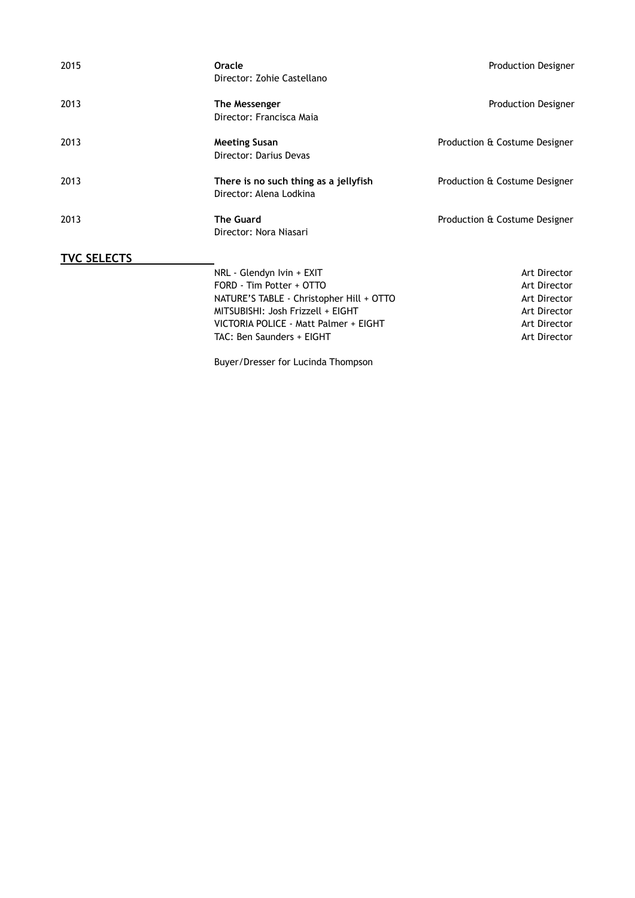| | | |
|---|---|---|
| 2015 | **Oracle**<br>Director: Zohie Castellano | Production Designer |
| 2013 | **The Messenger**<br>Director: Francisca Maia | Production Designer |
| 2013 | **Meeting Susan**<br>Director: Darius Devas | Production & Costume Designer |
| 2013 | **There is no such thing as a jellyfish**<br>Director: Alena Lodkina | Production & Costume Designer |
| 2013 | **The Guard**<br>Director: Nora Niasari | Production & Costume Designer |

## TVC SELECTS

| | |
|---|---|
| NRL - Glendyn Ivin + EXIT | Art Director |
| FORD - Tim Potter + OTTO | Art Director |
| NATURE'S TABLE - Christopher Hill + OTTO | Art Director |
| MITSUBISHI: Josh Frizzell + EIGHT | Art Director |
| VICTORIA POLICE - Matt Palmer + EIGHT | Art Director |
| TAC: Ben Saunders + EIGHT | Art Director |

Buyer/Dresser for Lucinda Thompson